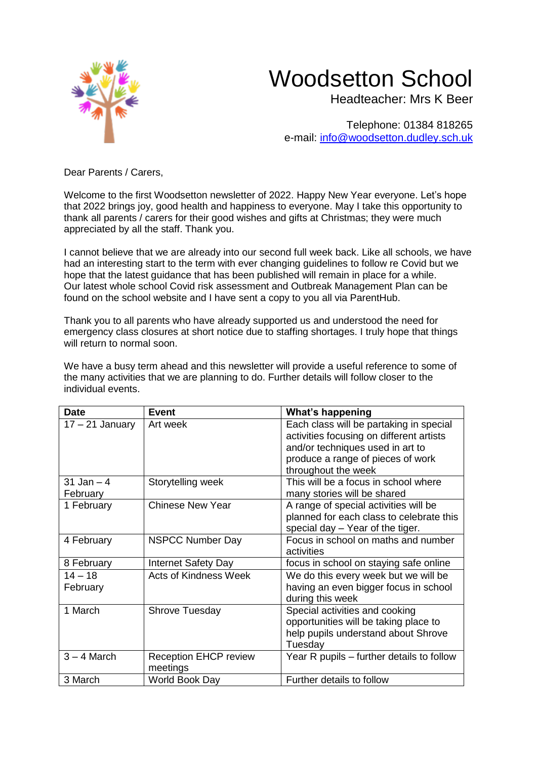# Woodsetton School

Headteacher: Mrs K Beer

Telephone: 01384 818265
e-mail: info@woodsetton.dudley.sch.uk

Dear Parents / Carers,

Welcome to the first Woodsetton newsletter of 2022. Happy New Year everyone. Let's hope that 2022 brings joy, good health and happiness to everyone. May I take this opportunity to thank all parents / carers for their good wishes and gifts at Christmas; they were much appreciated by all the staff. Thank you.

I cannot believe that we are already into our second full week back. Like all schools, we have had an interesting start to the term with ever changing guidelines to follow re Covid but we hope that the latest guidance that has been published will remain in place for a while. Our latest whole school Covid risk assessment and Outbreak Management Plan can be found on the school website and I have sent a copy to you all via ParentHub.

Thank you to all parents who have already supported us and understood the need for emergency class closures at short notice due to staffing shortages. I truly hope that things will return to normal soon.

We have a busy term ahead and this newsletter will provide a useful reference to some of the many activities that we are planning to do. Further details will follow closer to the individual events.

| Date | Event | What's happening |
|---|---|---|
| 17 – 21 January | Art week | Each class will be partaking in special activities focusing on different artists and/or techniques used in art to produce a range of pieces of work throughout the week |
| 31 Jan – 4 February | Storytelling week | This will be a focus in school where many stories will be shared |
| 1 February | Chinese New Year | A range of special activities will be planned for each class to celebrate this special day – Year of the tiger. |
| 4 February | NSPCC Number Day | Focus in school on maths and number activities |
| 8 February | Internet Safety Day | focus in school on staying safe online |
| 14 – 18 February | Acts of Kindness Week | We do this every week but we will be having an even bigger focus in school during this week |
| 1 March | Shrove Tuesday | Special activities and cooking opportunities will be taking place to help pupils understand about Shrove Tuesday |
| 3 – 4 March | Reception EHCP review meetings | Year R pupils – further details to follow |
| 3 March | World Book Day | Further details to follow |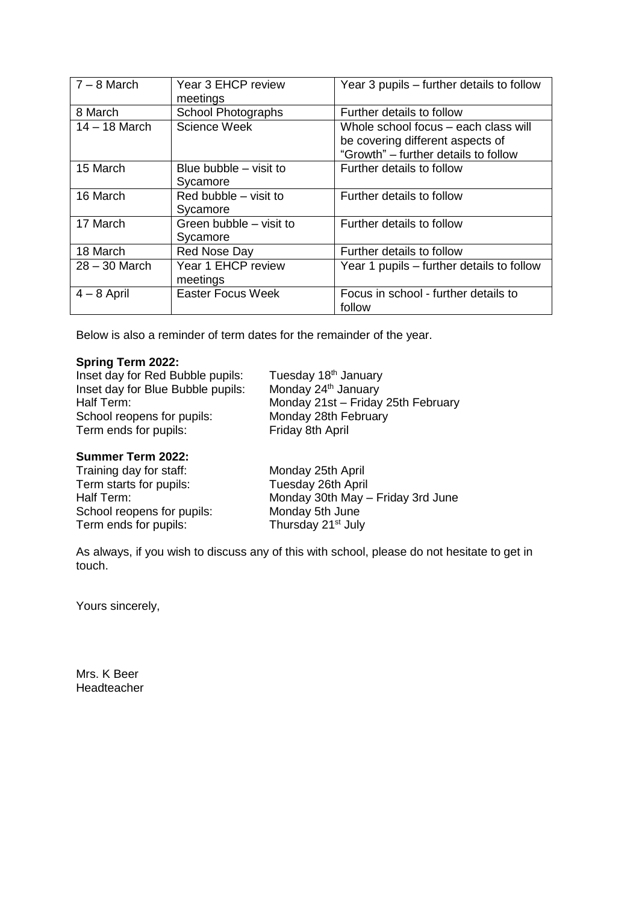| | | |
|---|---|---|
| 7 – 8 March | Year 3 EHCP review meetings | Year 3 pupils – further details to follow |
| 8 March | School Photographs | Further details to follow |
| 14 – 18 March | Science Week | Whole school focus – each class will be covering different aspects of "Growth" – further details to follow |
| 15 March | Blue bubble – visit to Sycamore | Further details to follow |
| 16 March | Red bubble – visit to Sycamore | Further details to follow |
| 17 March | Green bubble – visit to Sycamore | Further details to follow |
| 18 March | Red Nose Day | Further details to follow |
| 28 – 30 March | Year 1 EHCP review meetings | Year 1 pupils – further details to follow |
| 4 – 8 April | Easter Focus Week | Focus in school - further details to follow |

Below is also a reminder of term dates for the remainder of the year.

**Spring Term 2022:**

Inset day for Red Bubble pupils: Tuesday 18th January
Inset day for Blue Bubble pupils: Monday 24th January
Half Term: Monday 21st – Friday 25th February
School reopens for pupils: Monday 28th February
Term ends for pupils: Friday 8th April

**Summer Term 2022:**

Training day for staff: Monday 25th April
Term starts for pupils: Tuesday 26th April
Half Term: Monday 30th May – Friday 3rd June
School reopens for pupils: Monday 5th June
Term ends for pupils: Thursday 21st July

As always, if you wish to discuss any of this with school, please do not hesitate to get in touch.

Yours sincerely,

Mrs. K Beer
Headteacher